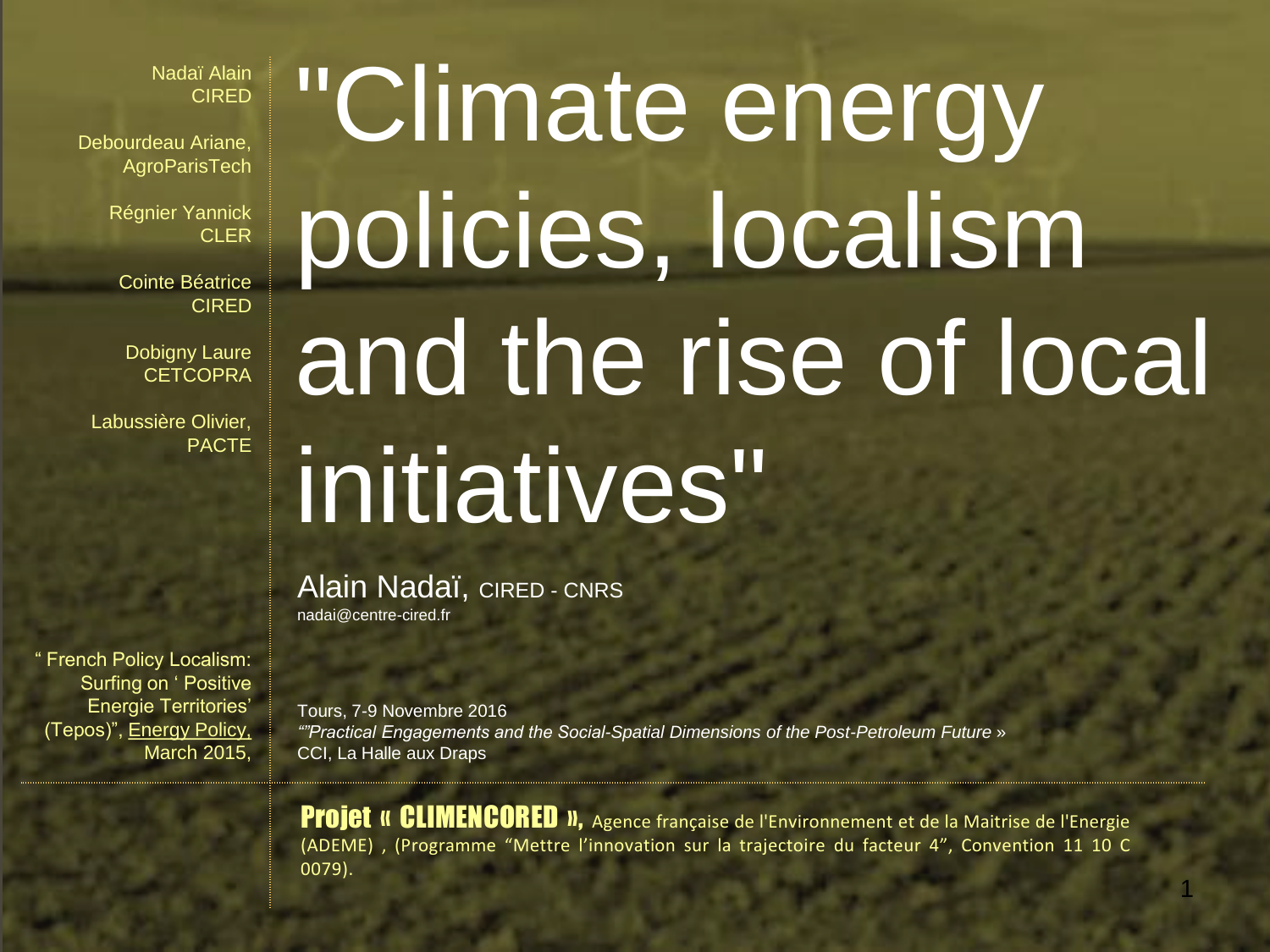Nadaï Alain
CIRED

Debourdeau Ariane,
AgroParisTech

Régnier Yannick
CLER

Cointe Béatrice
CIRED

Dobigny Laure
CETCOPRA

Labussière Olivier,
PACTE

# "Climate energy policies, localism and the rise of local initiatives"

Alain Nadaï, CIRED - CNRS
nadai@centre-cired.fr

" French Policy Localism: Surfing on ' Positive Energie Territories' (Tepos)", Energy Policy, March 2015,

Tours, 7-9 Novembre 2016
*“”Practical Engagements and the Social-Spatial Dimensions of the Post-Petroleum Future* »
CCI, La Halle aux Draps

**Projet « CLIMENCORED »,** Agence française de l'Environnement et de la Maitrise de l'Energie (ADEME) , (Programme “Mettre l’innovation sur la trajectoire du facteur 4”, Convention 11 10 C 0079).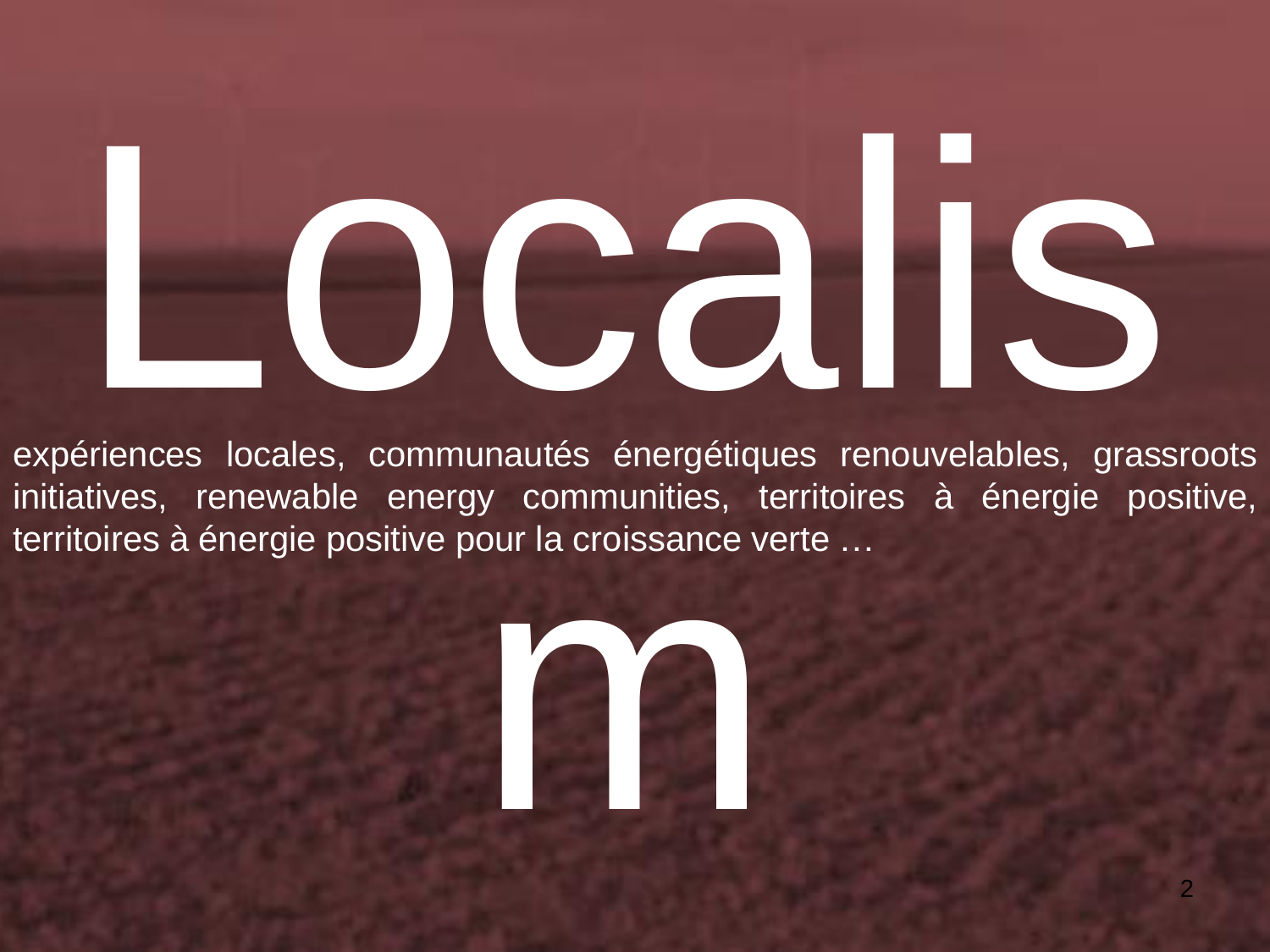# Localism

expériences locales, communautés énergétiques renouvelables, grassroots initiatives, renewable energy communities, territoires à énergie positive, territoires à énergie positive pour la croissance verte …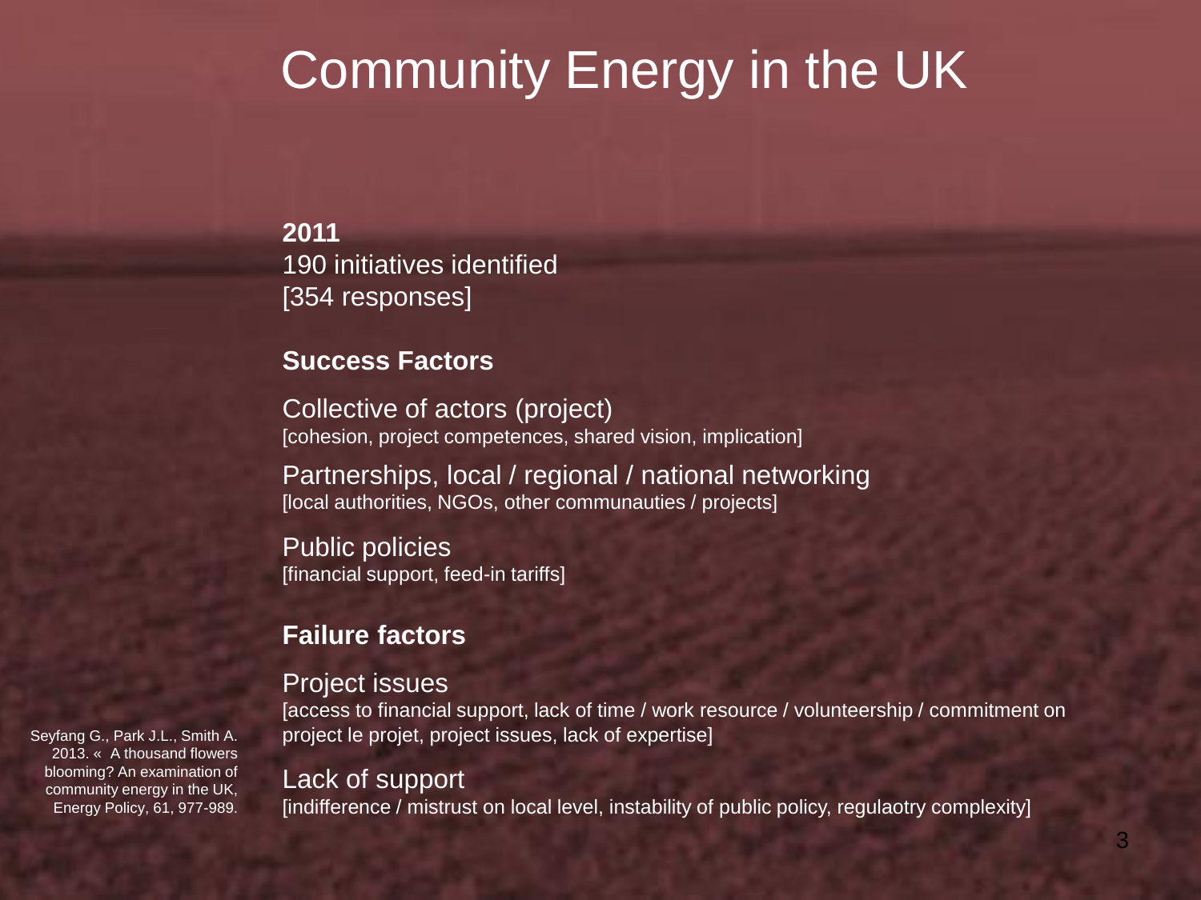# Community Energy in the UK

**2011**
190 initiatives identified
[354 responses]

**Success Factors**

Collective of actors (project)
[cohesion, project competences, shared vision, implication]

Partnerships, local / regional / national networking
[local authorities, NGOs, other communauties / projects]

Public policies
[financial support, feed-in tariffs]

**Failure factors**

Project issues
[access to financial support, lack of time / work resource / volunteership / commitment on project le projet, project issues, lack of expertise]

Lack of support
[indifference / mistrust on local level, instability of public policy, regulaotry complexity]

Seyfang G., Park J.L., Smith A. 2013. « A thousand flowers blooming? An examination of community energy in the UK, Energy Policy, 61, 977-989.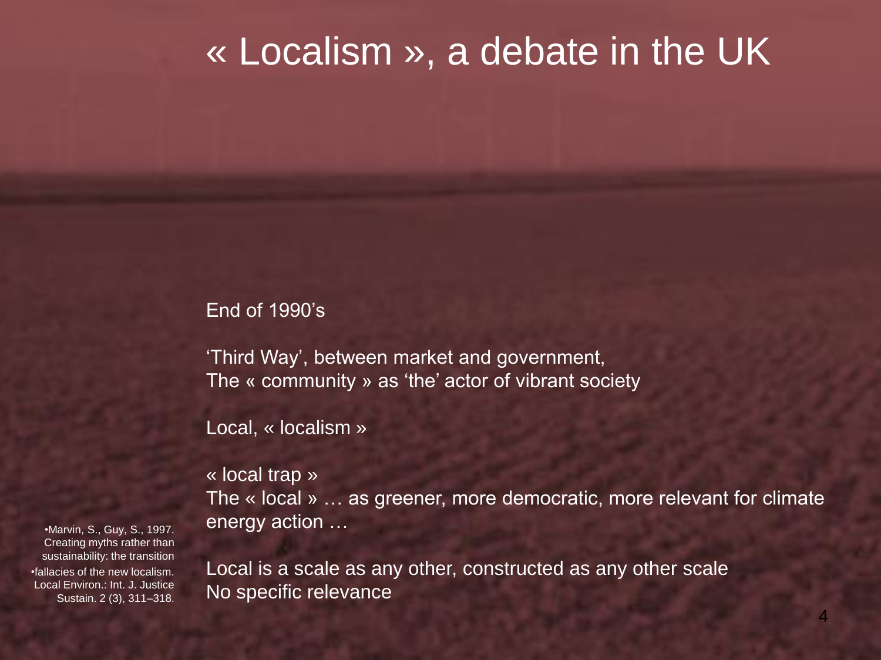# « Localism », a debate in the UK

End of 1990's

'Third Way', between market and government,
The « community » as 'the' actor of vibrant society

Local, « localism »

« local trap »
The « local » … as greener, more democratic, more relevant for climate energy action …

Local is a scale as any other, constructed as any other scale
No specific relevance

- Marvin, S., Guy, S., 1997. Creating myths rather than sustainability: the transition
- fallacies of the new localism. Local Environ.: Int. J. Justice Sustain. 2 (3), 311–318.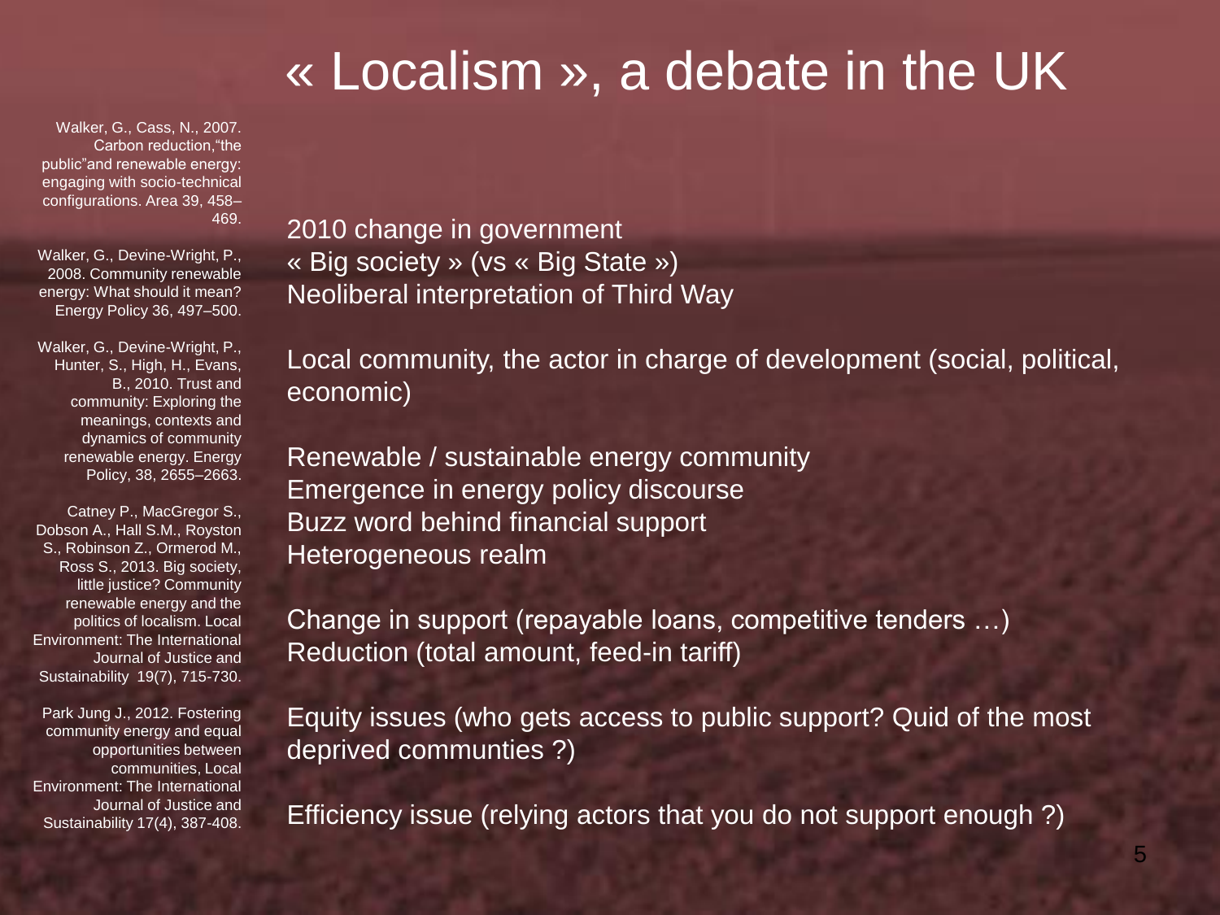# « Localism », a debate in the UK

Walker, G., Cass, N., 2007. Carbon reduction,"the public"and renewable energy: engaging with socio-technical configurations. Area 39, 458–469.

Walker, G., Devine-Wright, P., 2008. Community renewable energy: What should it mean? Energy Policy 36, 497–500.

Walker, G., Devine-Wright, P., Hunter, S., High, H., Evans, B., 2010. Trust and community: Exploring the meanings, contexts and dynamics of community renewable energy. Energy Policy, 38, 2655–2663.

Catney P., MacGregor S., Dobson A., Hall S.M., Royston S., Robinson Z., Ormerod M., Ross S., 2013. Big society, little justice? Community renewable energy and the politics of localism. Local Environment: The International Journal of Justice and Sustainability 19(7), 715-730.

Park Jung J., 2012. Fostering community energy and equal opportunities between communities, Local Environment: The International Journal of Justice and Sustainability 17(4), 387-408.

2010 change in government
« Big society » (vs « Big State »)
Neoliberal interpretation of Third Way

Local community, the actor in charge of development (social, political, economic)

Renewable / sustainable energy community
Emergence in energy policy discourse
Buzz word behind financial support
Heterogeneous realm

Change in support (repayable loans, competitive tenders …)
Reduction (total amount, feed-in tariff)

Equity issues (who gets access to public support? Quid of the most deprived communties ?)

Efficiency issue (relying actors that you do not support enough ?)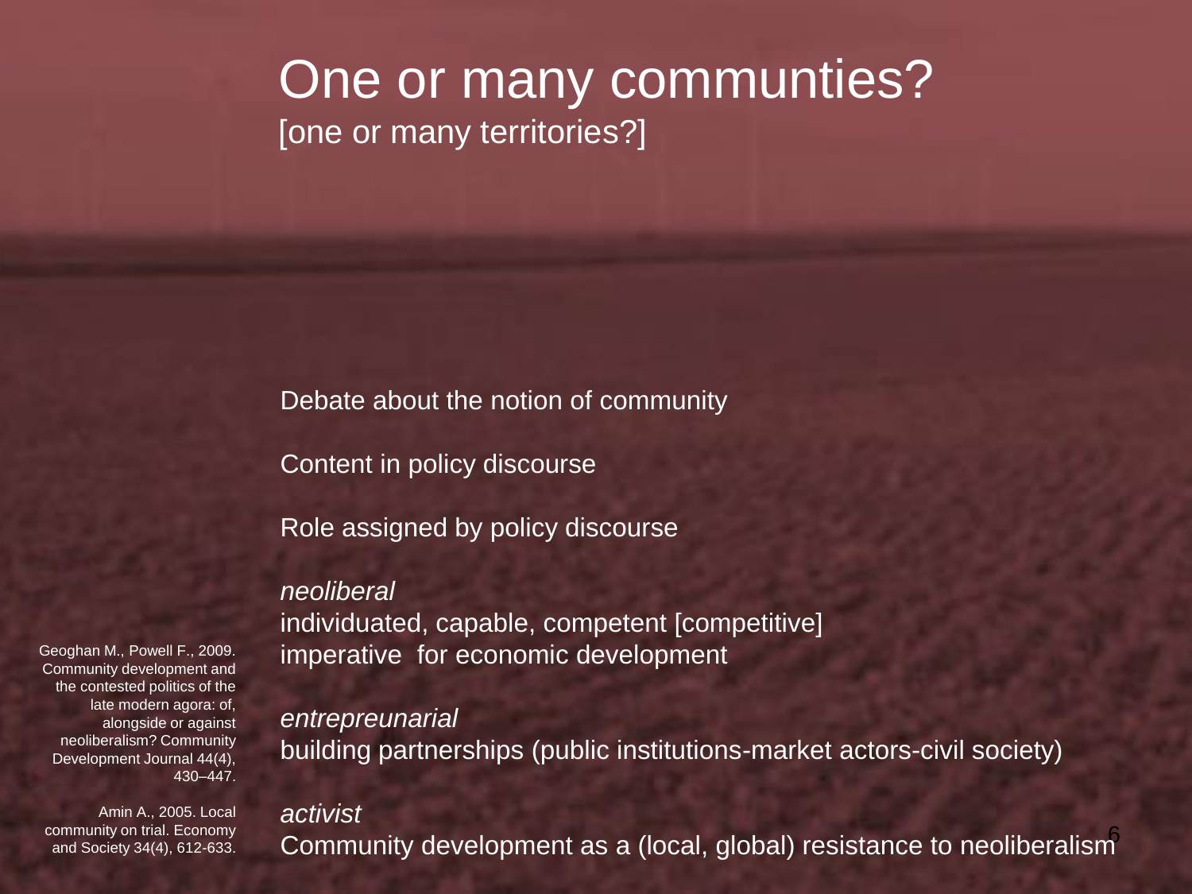# One or many communties?

[one or many territories?]

Debate about the notion of community

Content in policy discourse

Role assigned by policy discourse

*neoliberal*
individuated, capable, competent [competitive]
imperative for economic development

*entrepreunarial*
building partnerships (public institutions-market actors-civil society)

*activist*
Community development as a (local, global) resistance to neoliberalism

Geoghan M., Powell F., 2009. Community development and the contested politics of the late modern agora: of, alongside or against neoliberalism? Community Development Journal 44(4), 430–447.

Amin A., 2005. Local community on trial. Economy and Society 34(4), 612-633.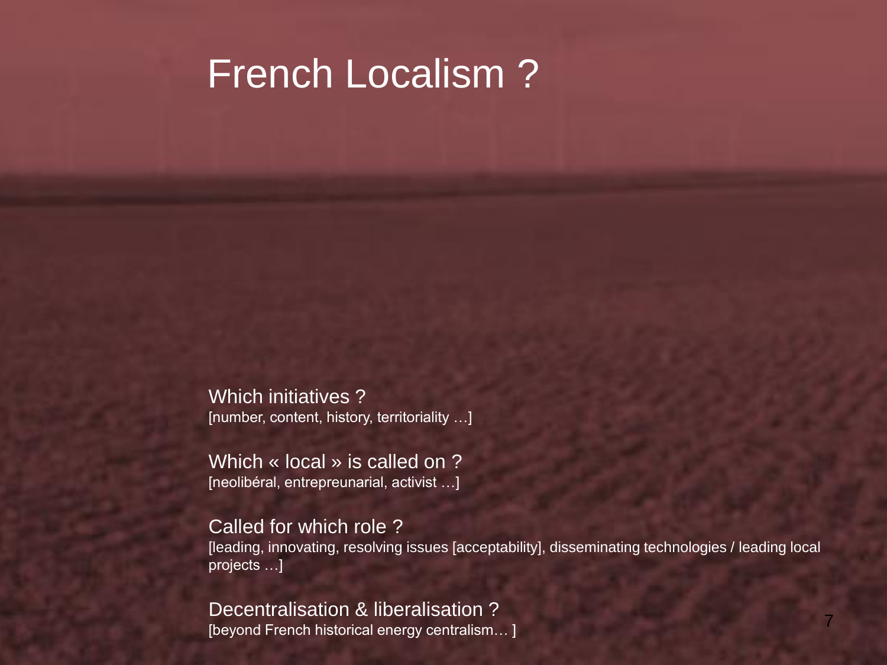# French Localism ?

Which initiatives ?
[number, content, history, territoriality …]

Which « local » is called on ?
[neolibéral, entrepreunarial, activist …]

Called for which role ?
[leading, innovating, resolving issues [acceptability], disseminating technologies / leading local projects …]

Decentralisation & liberalisation ?
[beyond French historical energy centralism… ]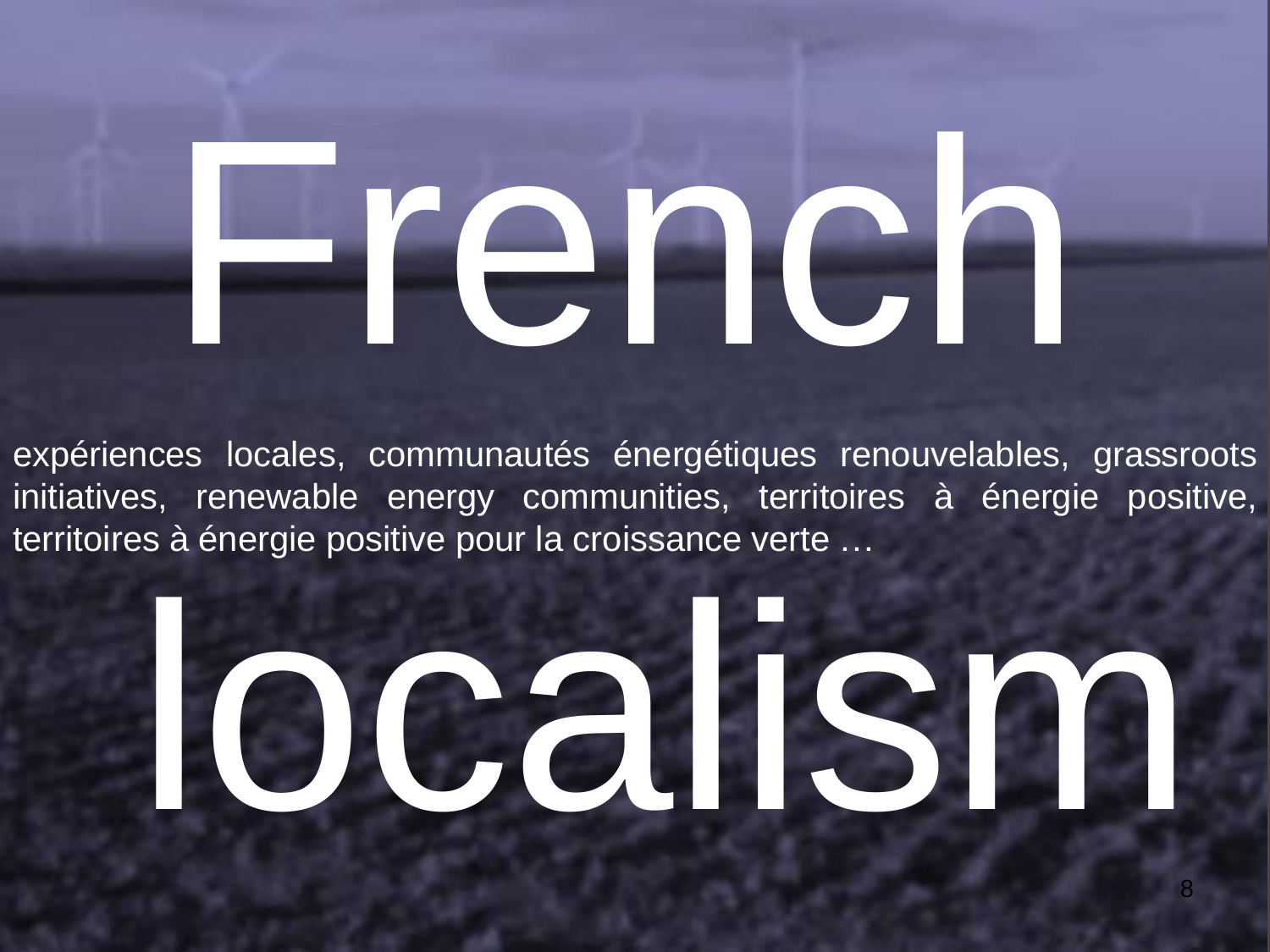# French

expériences locales, communautés énergétiques renouvelables, grassroots initiatives, renewable energy communities, territoires à énergie positive, territoires à énergie positive pour la croissance verte …

# localism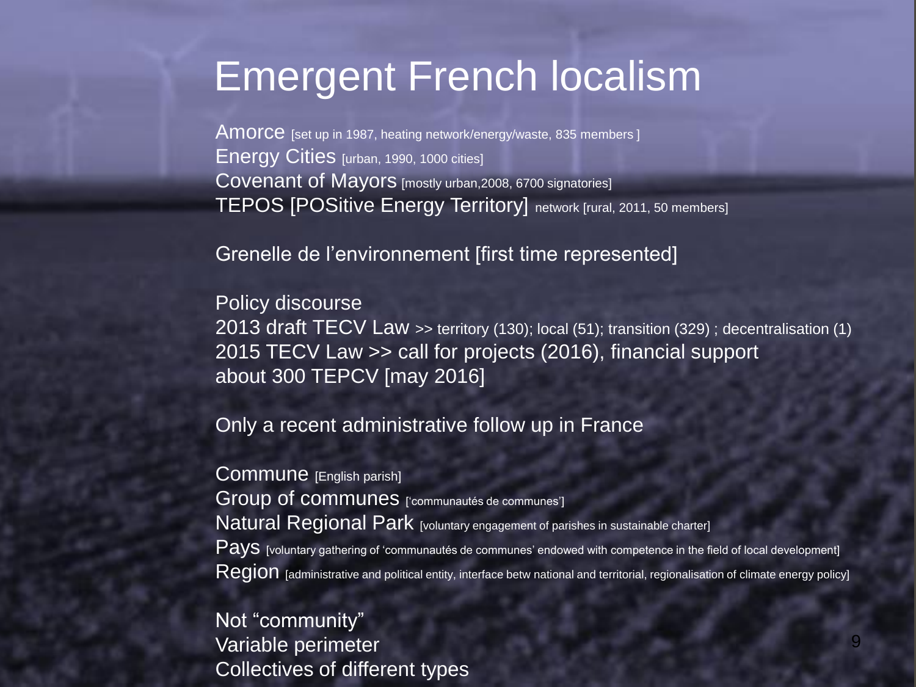# Emergent French localism

Amorce [set up in 1987, heating network/energy/waste, 835 members ]
Energy Cities [urban, 1990, 1000 cities]
Covenant of Mayors [mostly urban,2008, 6700 signatories]
TEPOS [POSitive Energy Territory] network [rural, 2011, 50 members]

Grenelle de l'environnement [first time represented]

Policy discourse
2013 draft TECV Law >> territory (130); local (51); transition (329) ; decentralisation (1)
2015 TECV Law >> call for projects (2016), financial support
about 300 TEPCV [may 2016]

Only a recent administrative follow up in France

Commune [English parish]
Group of communes ['communautés de communes']
Natural Regional Park [voluntary engagement of parishes in sustainable charter]
Pays [voluntary gathering of 'communautés de communes' endowed with competence in the field of local development]
Region [administrative and political entity, interface betw national and territorial, regionalisation of climate energy policy]

Not "community"
Variable perimeter
Collectives of different types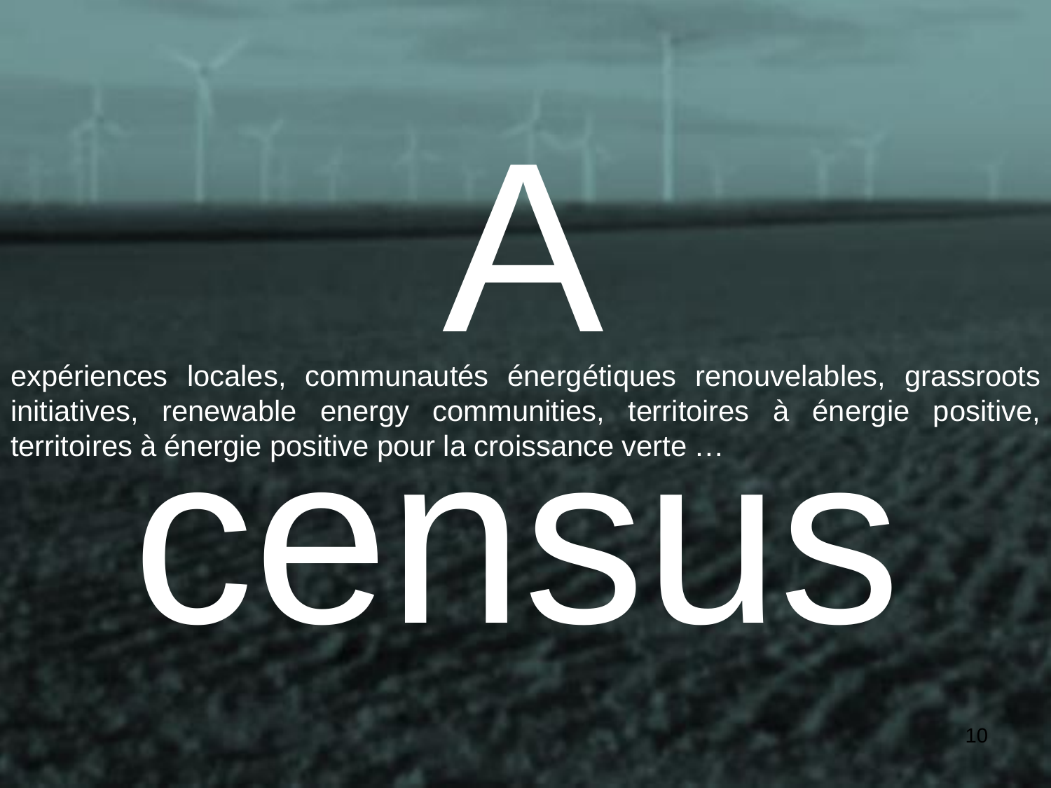# A

expériences locales, communautés énergétiques renouvelables, grassroots initiatives, renewable energy communities, territoires à énergie positive, territoires à énergie positive pour la croissance verte …

# census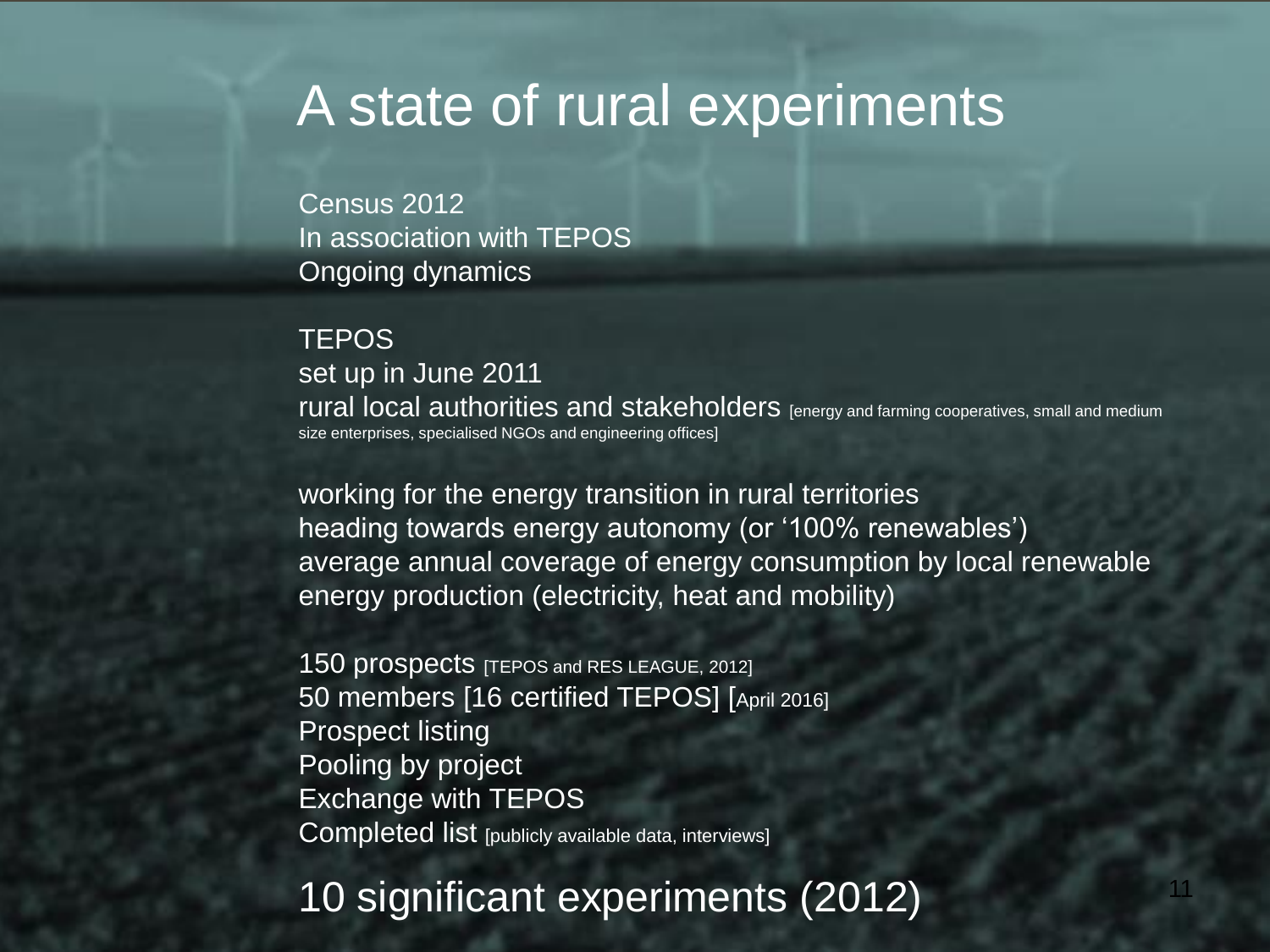# A state of rural experiments

Census 2012
In association with TEPOS
Ongoing dynamics

TEPOS
set up in June 2011
rural local authorities and stakeholders [energy and farming cooperatives, small and medium size enterprises, specialised NGOs and engineering offices]

working for the energy transition in rural territories
heading towards energy autonomy (or '100% renewables')
average annual coverage of energy consumption by local renewable energy production (electricity, heat and mobility)

150 prospects [TEPOS and RES LEAGUE, 2012]
50 members [16 certified TEPOS] [April 2016]
Prospect listing
Pooling by project
Exchange with TEPOS
Completed list [publicly available data, interviews]

## 10 significant experiments (2012)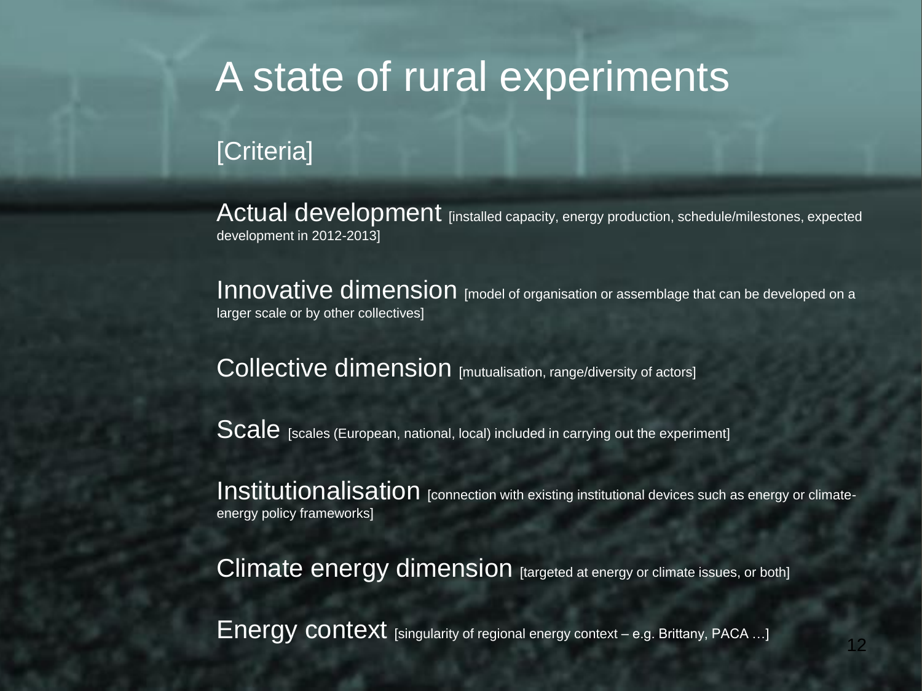# A state of rural experiments

[Criteria]

**Actual development** [installed capacity, energy production, schedule/milestones, expected development in 2012-2013]

**Innovative dimension** [model of organisation or assemblage that can be developed on a larger scale or by other collectives]

**Collective dimension** [mutualisation, range/diversity of actors]

**Scale** [scales (European, national, local) included in carrying out the experiment]

**Institutionalisation** [connection with existing institutional devices such as energy or climate-energy policy frameworks]

**Climate energy dimension** [targeted at energy or climate issues, or both]

**Energy context** [singularity of regional energy context – e.g. Brittany, PACA …]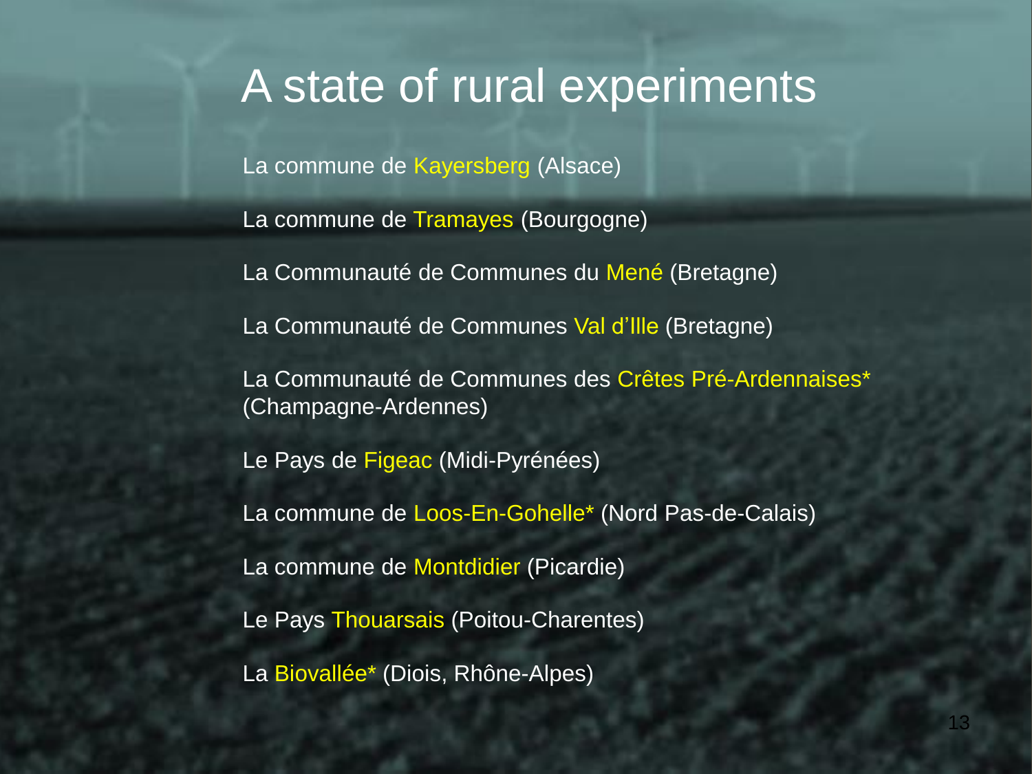# A state of rural experiments

La commune de Kayersberg (Alsace)

La commune de Tramayes (Bourgogne)

La Communauté de Communes du Mené (Bretagne)

La Communauté de Communes Val d'Ille (Bretagne)

La Communauté de Communes des Crêtes Pré-Ardennaises* (Champagne-Ardennes)

Le Pays de Figeac (Midi-Pyrénées)

La commune de Loos-En-Gohelle* (Nord Pas-de-Calais)

La commune de Montdidier (Picardie)

Le Pays Thouarsais (Poitou-Charentes)

La Biovallée* (Diois, Rhône-Alpes)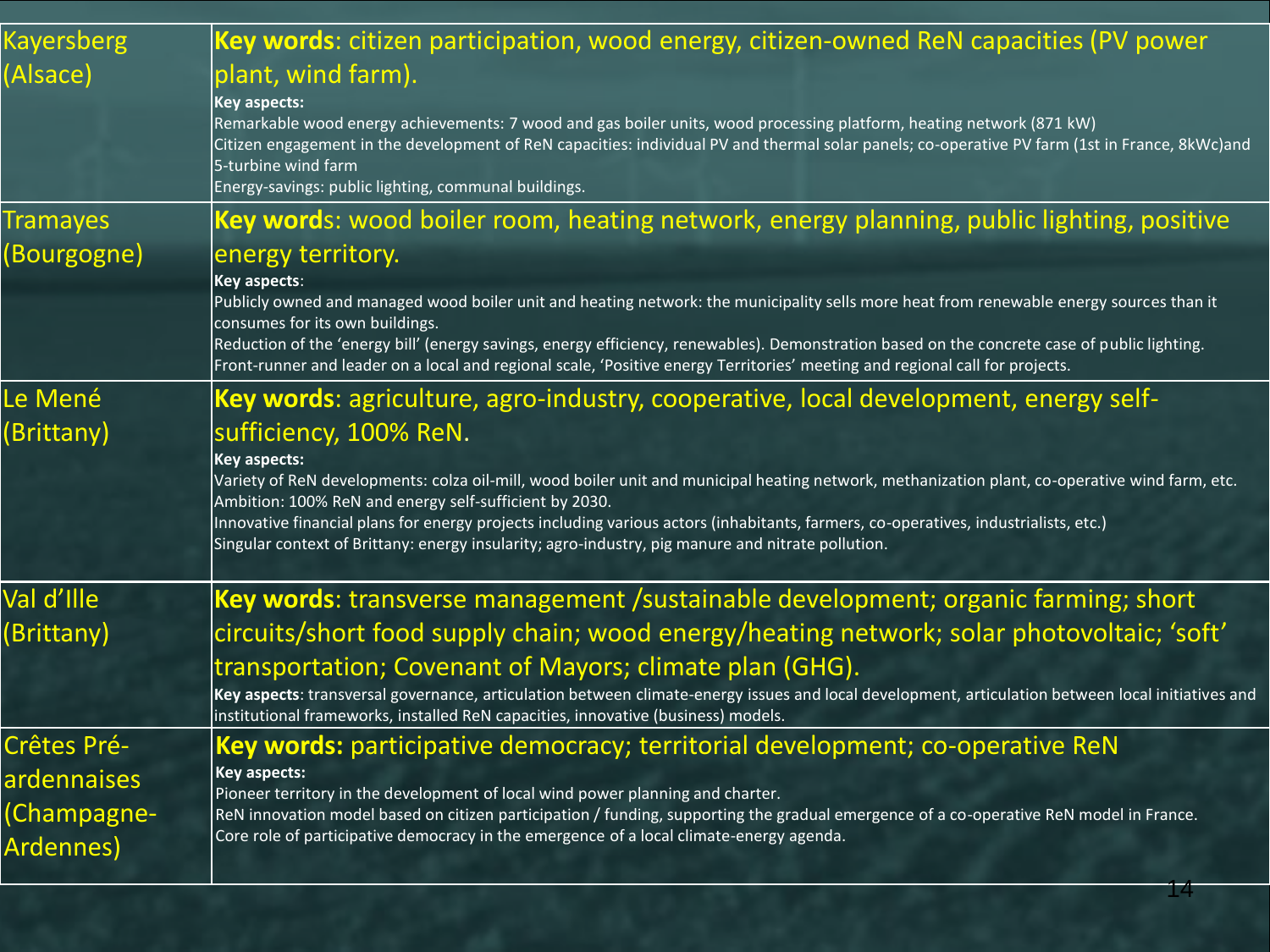| | |
|---|---|
| Kayersberg (Alsace) | **Key words**: citizen participation, wood energy, citizen-owned ReN capacities (PV power plant, wind farm).<br>**Key aspects:**<br>Remarkable wood energy achievements: 7 wood and gas boiler units, wood processing platform, heating network (871 kW)<br>Citizen engagement in the development of ReN capacities: individual PV and thermal solar panels; co-operative PV farm (1st in France, 8kWc)and 5-turbine wind farm<br>Energy-savings: public lighting, communal buildings. |
| Tramayes (Bourgogne) | **Key words**: wood boiler room, heating network, energy planning, public lighting, positive energy territory.<br>**Key aspects**:<br>Publicly owned and managed wood boiler unit and heating network: the municipality sells more heat from renewable energy sources than it consumes for its own buildings.<br>Reduction of the 'energy bill' (energy savings, energy efficiency, renewables). Demonstration based on the concrete case of public lighting.<br>Front-runner and leader on a local and regional scale, 'Positive energy Territories' meeting and regional call for projects. |
| Le Mené (Brittany) | **Key words**: agriculture, agro-industry, cooperative, local development, energy self-sufficiency, 100% ReN.<br>**Key aspects:**<br>Variety of ReN developments: colza oil-mill, wood boiler unit and municipal heating network, methanization plant, co-operative wind farm, etc.<br>Ambition: 100% ReN and energy self-sufficient by 2030.<br>Innovative financial plans for energy projects including various actors (inhabitants, farmers, co-operatives, industrialists, etc.)<br>Singular context of Brittany: energy insularity; agro-industry, pig manure and nitrate pollution. |
| Val d'Ille (Brittany) | **Key words**: transverse management /sustainable development; organic farming; short circuits/short food supply chain; wood energy/heating network; solar photovoltaic; 'soft' transportation; Covenant of Mayors; climate plan (GHG).<br>**Key aspects**: transversal governance, articulation between climate-energy issues and local development, articulation between local initiatives and institutional frameworks, installed ReN capacities, innovative (business) models. |
| Crêtes Pré-ardennaises (Champagne-Ardennes) | **Key words:** participative democracy; territorial development; co-operative ReN<br>**Key aspects:**<br>Pioneer territory in the development of local wind power planning and charter.<br>ReN innovation model based on citizen participation / funding, supporting the gradual emergence of a co-operative ReN model in France.<br>Core role of participative democracy in the emergence of a local climate-energy agenda. |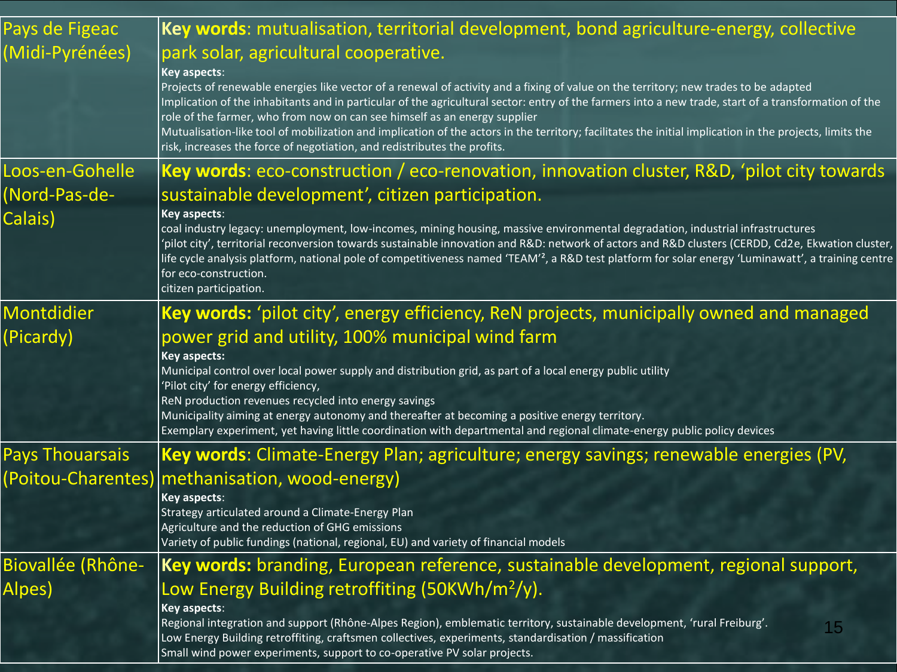| | |
|---|---|
| Pays de Figeac (Midi-Pyrénées) | **Key words**: mutualisation, territorial development, bond agriculture-energy, collective park solar, agricultural cooperative.<br>**Key aspects**:<br>Projects of renewable energies like vector of a renewal of activity and a fixing of value on the territory; new trades to be adapted<br>Implication of the inhabitants and in particular of the agricultural sector: entry of the farmers into a new trade, start of a transformation of the role of the farmer, who from now on can see himself as an energy supplier<br>Mutualisation-like tool of mobilization and implication of the actors in the territory; facilitates the initial implication in the projects, limits the risk, increases the force of negotiation, and redistributes the profits. |
| Loos-en-Gohelle (Nord-Pas-de-Calais) | **Key words**: eco-construction / eco-renovation, innovation cluster, R&D, 'pilot city towards sustainable development', citizen participation.<br>**Key aspects**:<br>coal industry legacy: unemployment, low-incomes, mining housing, massive environmental degradation, industrial infrastructures<br>'pilot city', territorial reconversion towards sustainable innovation and R&D: network of actors and R&D clusters (CERDD, Cd2e, Ekwation cluster, life cycle analysis platform, national pole of competitiveness named 'TEAM'², a R&D test platform for solar energy 'Luminawatt', a training centre for eco-construction.<br>citizen participation. |
| Montdidier (Picardy) | **Key words:** 'pilot city', energy efficiency, ReN projects, municipally owned and managed power grid and utility, 100% municipal wind farm<br>**Key aspects:**<br>Municipal control over local power supply and distribution grid, as part of a local energy public utility<br>'Pilot city' for energy efficiency,<br>ReN production revenues recycled into energy savings<br>Municipality aiming at energy autonomy and thereafter at becoming a positive energy territory.<br>Exemplary experiment, yet having little coordination with departmental and regional climate-energy public policy devices |
| Pays Thouarsais (Poitou-Charentes) | **Key words**: Climate-Energy Plan; agriculture; energy savings; renewable energies (PV, methanisation, wood-energy)<br>**Key aspects**:<br>Strategy articulated around a Climate-Energy Plan<br>Agriculture and the reduction of GHG emissions<br>Variety of public fundings (national, regional, EU) and variety of financial models |
| Biovallée (Rhône-Alpes) | **Key words:** branding, European reference, sustainable development, regional support, Low Energy Building retroffiting (50KWh/m$^2$/y).<br>**Key aspects**:<br>Regional integration and support (Rhône-Alpes Region), emblematic territory, sustainable development, 'rural Freiburg'.<br>Low Energy Building retroffiting, craftsmen collectives, experiments, standardisation / massification<br>Small wind power experiments, support to co-operative PV solar projects. |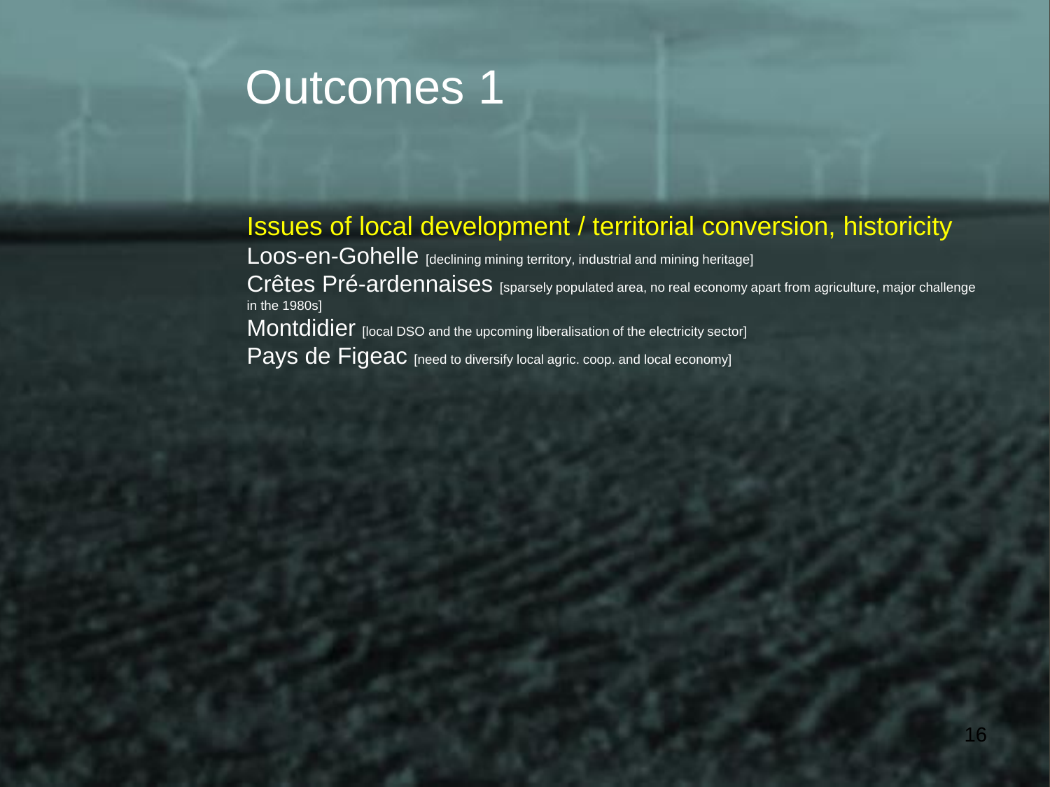# Outcomes 1

## Issues of local development / territorial conversion, historicity

Loos-en-Gohelle [declining mining territory, industrial and mining heritage]

Crêtes Pré-ardennaises [sparsely populated area, no real economy apart from agriculture, major challenge in the 1980s]

Montdidier [local DSO and the upcoming liberalisation of the electricity sector]

Pays de Figeac [need to diversify local agric. coop. and local economy]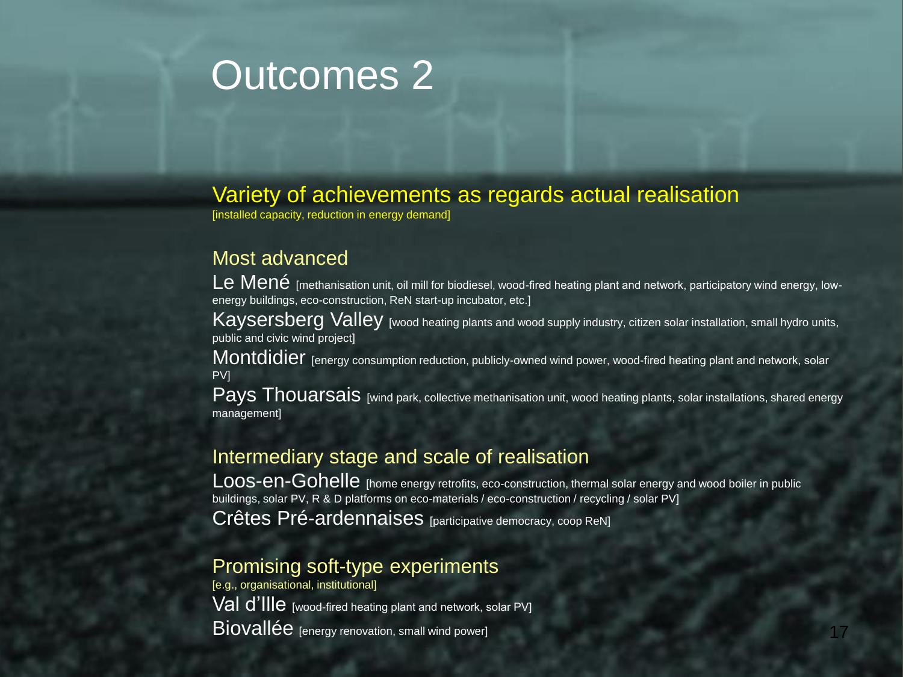# Outcomes 2

## Variety of achievements as regards actual realisation

[installed capacity, reduction in energy demand]

### Most advanced

**Le Mené** [methanisation unit, oil mill for biodiesel, wood-fired heating plant and network, participatory wind energy, low-energy buildings, eco-construction, ReN start-up incubator, etc.]

**Kaysersberg Valley** [wood heating plants and wood supply industry, citizen solar installation, small hydro units, public and civic wind project]

**Montdidier** [energy consumption reduction, publicly-owned wind power, wood-fired heating plant and network, solar PV]

**Pays Thouarsais** [wind park, collective methanisation unit, wood heating plants, solar installations, shared energy management]

### Intermediary stage and scale of realisation

**Loos-en-Gohelle** [home energy retrofits, eco-construction, thermal solar energy and wood boiler in public buildings, solar PV, R & D platforms on eco-materials / eco-construction / recycling / solar PV]

**Crêtes Pré-ardennaises** [participative democracy, coop ReN]

### Promising soft-type experiments

[e.g., organisational, institutional]

**Val d'Ille** [wood-fired heating plant and network, solar PV]

**Biovallée** [energy renovation, small wind power]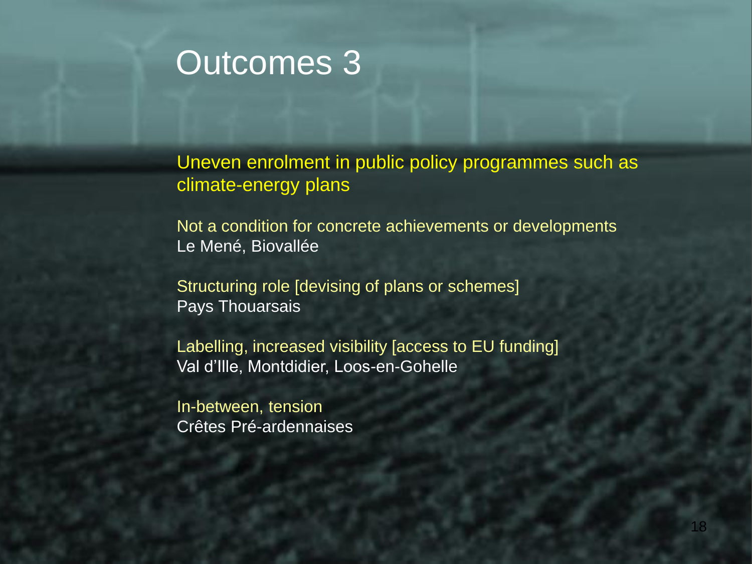# Outcomes 3

Uneven enrolment in public policy programmes such as climate-energy plans

Not a condition for concrete achievements or developments
Le Mené, Biovallée

Structuring role [devising of plans or schemes]
Pays Thouarsais

Labelling, increased visibility [access to EU funding]
Val d'Ille, Montdidier, Loos-en-Gohelle

In-between, tension
Crêtes Pré-ardennaises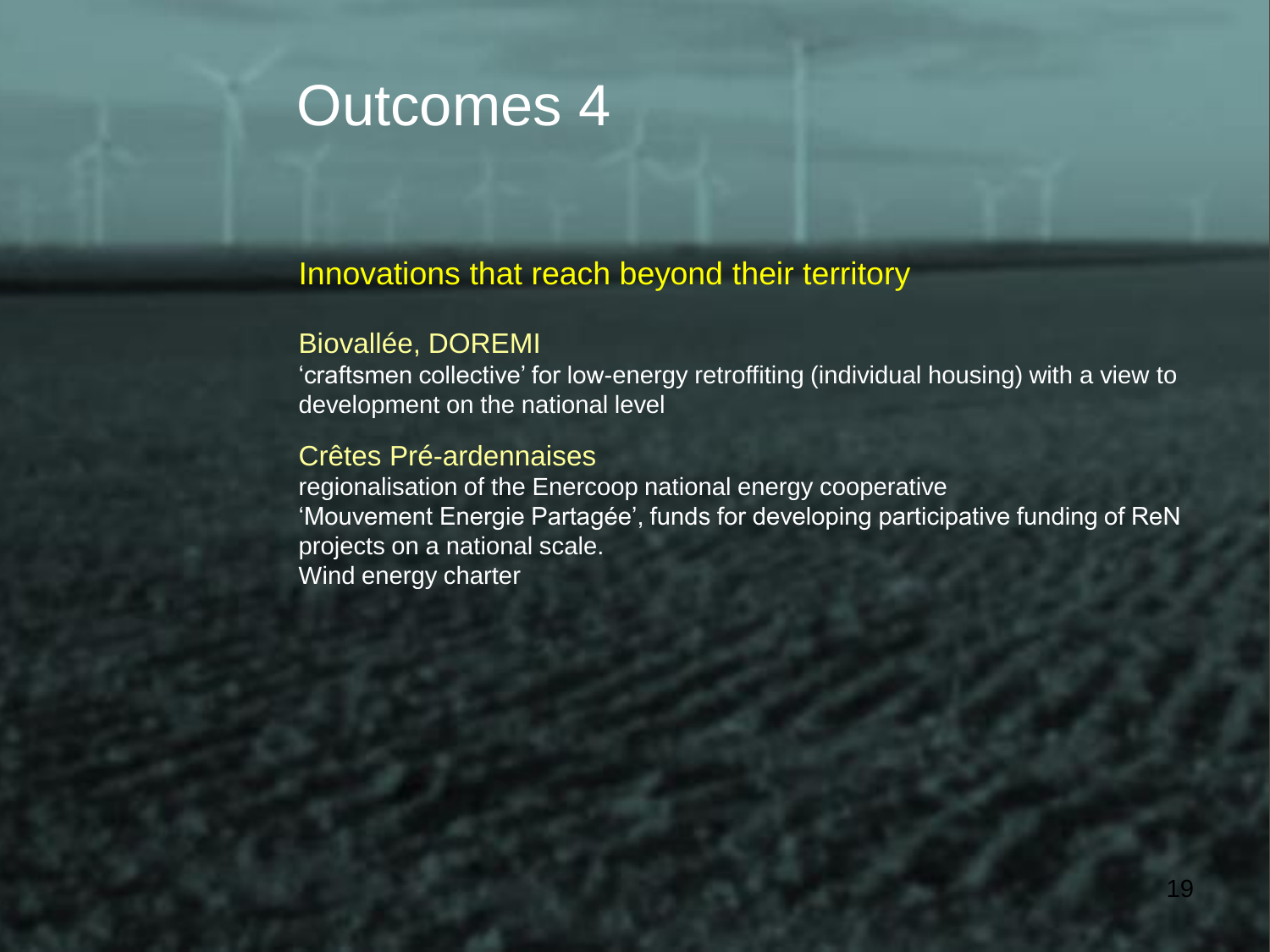# Outcomes 4

## Innovations that reach beyond their territory

### Biovallée, DOREMI

'craftsmen collective' for low-energy retroffiting (individual housing) with a view to development on the national level

### Crêtes Pré-ardennaises

regionalisation of the Enercoop national energy cooperative
'Mouvement Energie Partagée', funds for developing participative funding of ReN projects on a national scale.
Wind energy charter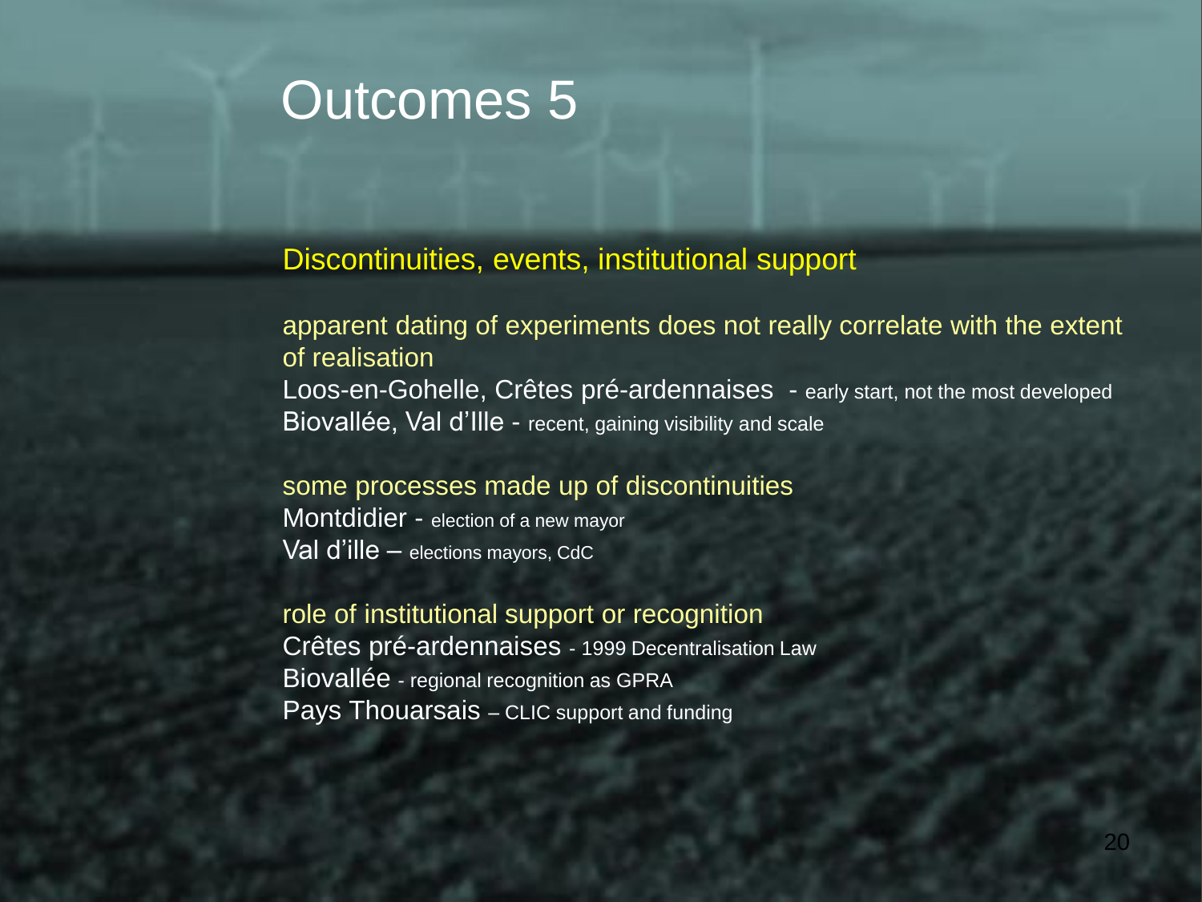# Outcomes 5

## Discontinuities, events, institutional support

**apparent dating of experiments does not really correlate with the extent of realisation**

Loos-en-Gohelle, Crêtes pré-ardennaises - early start, not the most developed
Biovallée, Val d'Ille - recent, gaining visibility and scale

**some processes made up of discontinuities**

Montdidier - election of a new mayor
Val d'ille – elections mayors, CdC

**role of institutional support or recognition**

Crêtes pré-ardennaises - 1999 Decentralisation Law
Biovallée - regional recognition as GPRA
Pays Thouarsais – CLIC support and funding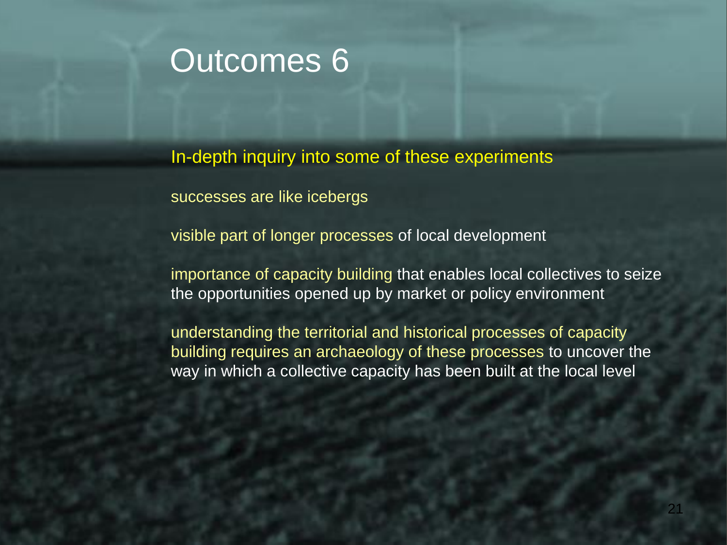# Outcomes 6

In-depth inquiry into some of these experiments

successes are like icebergs

visible part of longer processes of local development

importance of capacity building that enables local collectives to seize the opportunities opened up by market or policy environment

understanding the territorial and historical processes of capacity building requires an archaeology of these processes to uncover the way in which a collective capacity has been built at the local level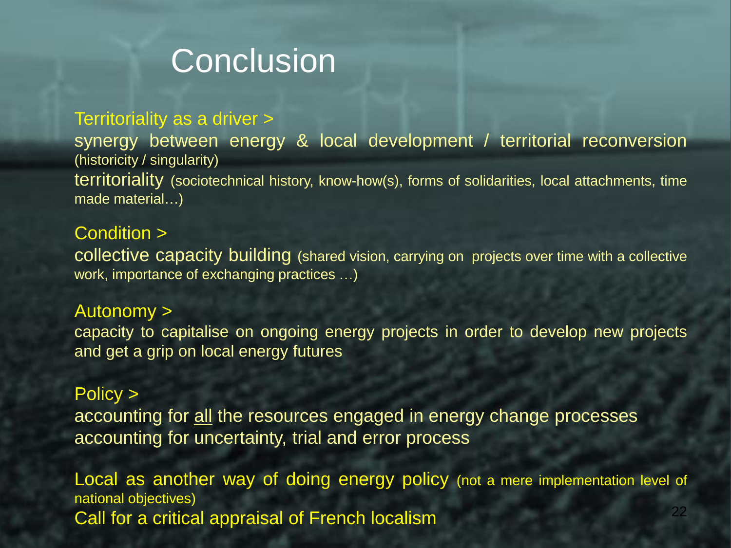# Conclusion

Territoriality as a driver >

synergy between energy & local development / territorial reconversion (historicity / singularity)

territoriality (sociotechnical history, know-how(s), forms of solidarities, local attachments, time made material…)

Condition >

collective capacity building (shared vision, carrying on projects over time with a collective work, importance of exchanging practices …)

Autonomy >

capacity to capitalise on ongoing energy projects in order to develop new projects and get a grip on local energy futures

Policy >

accounting for <u>all</u> the resources engaged in energy change processes

accounting for uncertainty, trial and error process

Local as another way of doing energy policy (not a mere implementation level of national objectives)

Call for a critical appraisal of French localism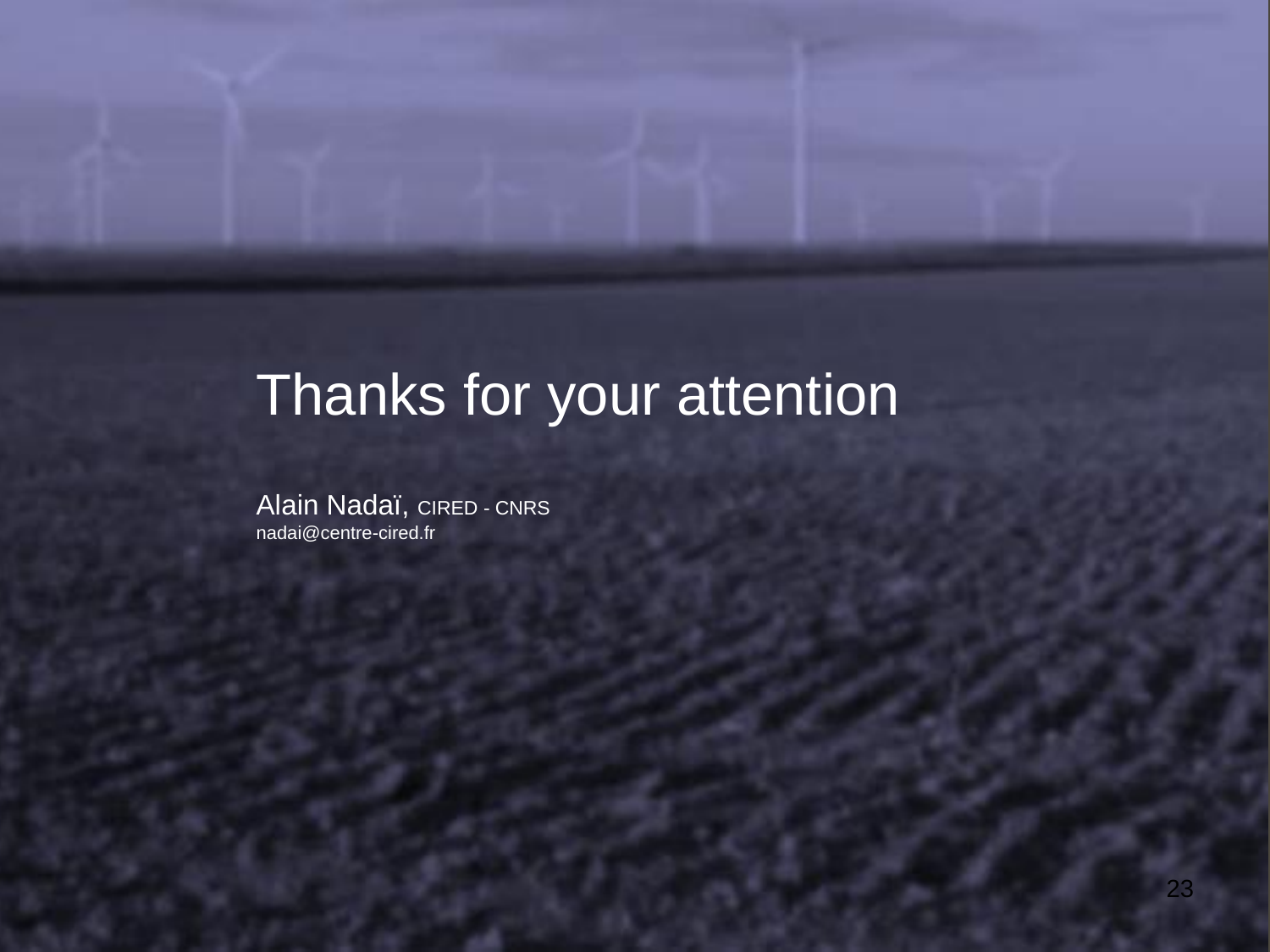# Thanks for your attention

Alain Nadaï, CIRED - CNRS
nadai@centre-cired.fr